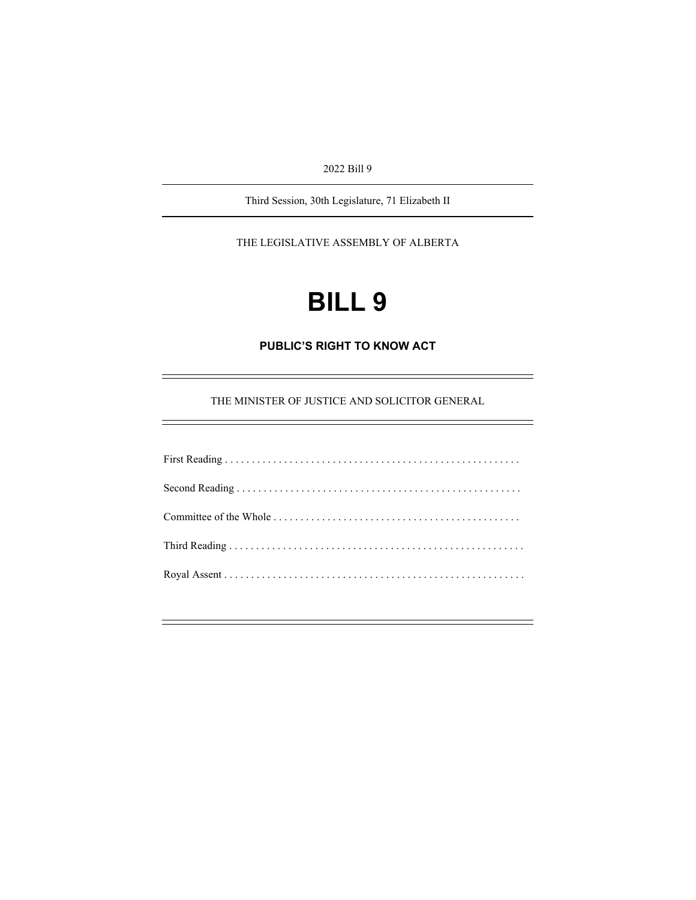2022 Bill 9

Third Session, 30th Legislature, 71 Elizabeth II

THE LEGISLATIVE ASSEMBLY OF ALBERTA

# BILL 9

## PUBLIC'S RIGHT TO KNOW ACT

THE MINISTER OF JUSTICE AND SOLICITOR GENERAL

First Reading . . . . . . . . . . . . . . . . . . . . . . . . . . . . . . . . . . . . . . . . . . . . . . . . . . . . . .

Second Reading . . . . . . . . . . . . . . . . . . . . . . . . . . . . . . . . . . . . . . . . . . . . . . . . . . . .

Committee of the Whole . . . . . . . . . . . . . . . . . . . . . . . . . . . . . . . . . . . . . . . . . . . . .

Third Reading . . . . . . . . . . . . . . . . . . . . . . . . . . . . . . . . . . . . . . . . . . . . . . . . . . . . . .

Royal Assent . . . . . . . . . . . . . . . . . . . . . . . . . . . . . . . . . . . . . . . . . . . . . . . . . . . . . . .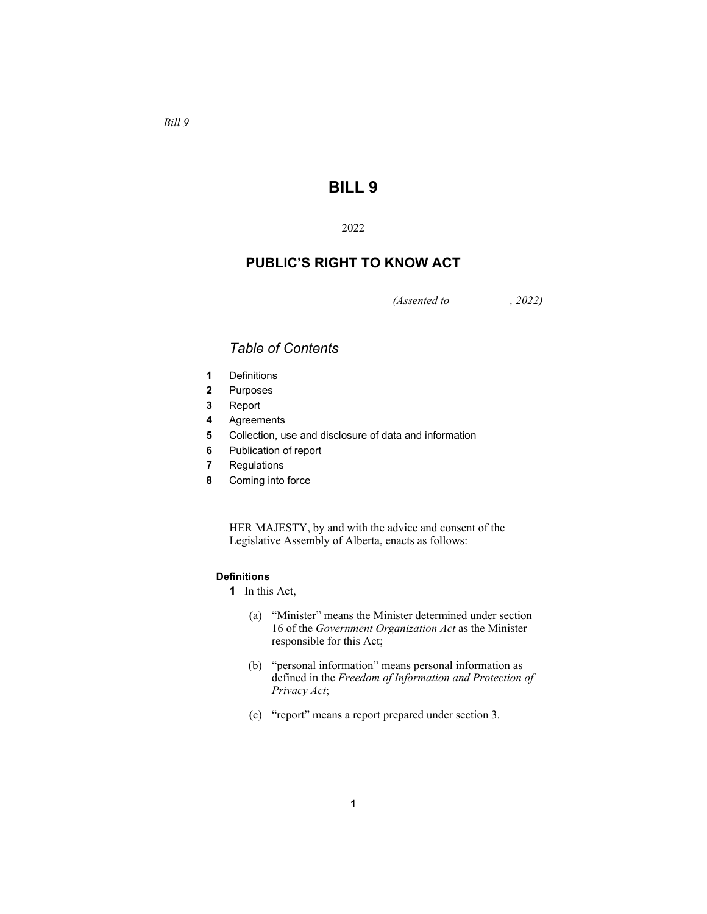*Bill 9*

# BILL 9

2022

## PUBLIC'S RIGHT TO KNOW ACT

*(Assented to , 2022)*

### *Table of Contents*

**1** Definitions
**2** Purposes
**3** Report
**4** Agreements
**5** Collection, use and disclosure of data and information
**6** Publication of report
**7** Regulations
**8** Coming into force

HER MAJESTY, by and with the advice and consent of the Legislative Assembly of Alberta, enacts as follows:

**Definitions**

**1** In this Act,

(a) "Minister" means the Minister determined under section 16 of the *Government Organization Act* as the Minister responsible for this Act;

(b) "personal information" means personal information as defined in the *Freedom of Information and Protection of Privacy Act*;

(c) "report" means a report prepared under section 3.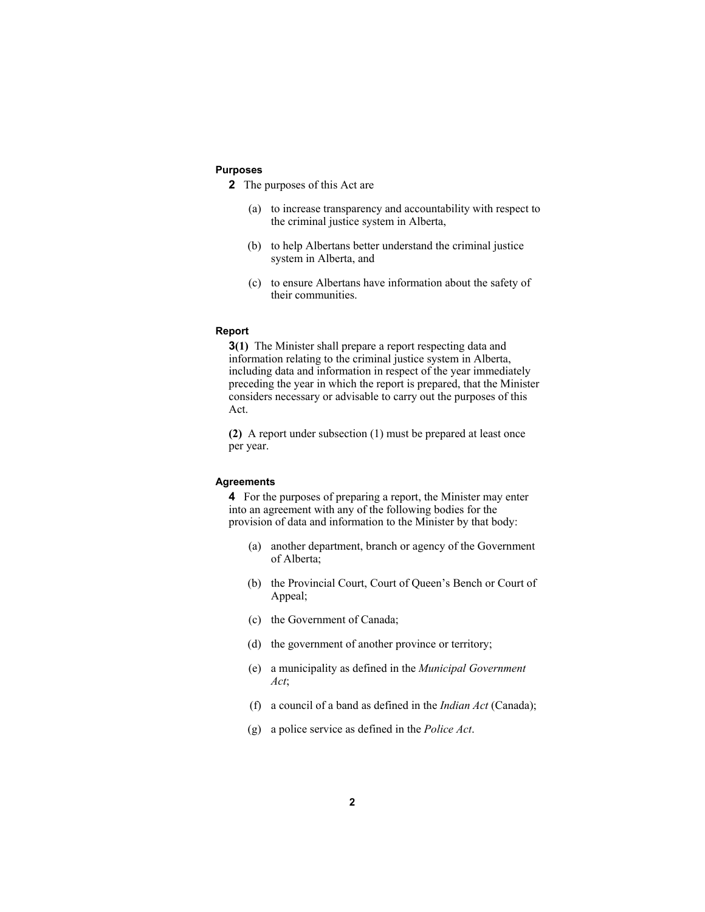**Purposes**

**2** The purposes of this Act are

(a) to increase transparency and accountability with respect to the criminal justice system in Alberta,

(b) to help Albertans better understand the criminal justice system in Alberta, and

(c) to ensure Albertans have information about the safety of their communities.

**Report**

**3(1)** The Minister shall prepare a report respecting data and information relating to the criminal justice system in Alberta, including data and information in respect of the year immediately preceding the year in which the report is prepared, that the Minister considers necessary or advisable to carry out the purposes of this Act.

**(2)** A report under subsection (1) must be prepared at least once per year.

**Agreements**

**4** For the purposes of preparing a report, the Minister may enter into an agreement with any of the following bodies for the provision of data and information to the Minister by that body:

(a) another department, branch or agency of the Government of Alberta;

(b) the Provincial Court, Court of Queen's Bench or Court of Appeal;

(c) the Government of Canada;

(d) the government of another province or territory;

(e) a municipality as defined in the *Municipal Government Act*;

(f) a council of a band as defined in the *Indian Act* (Canada);

(g) a police service as defined in the *Police Act*.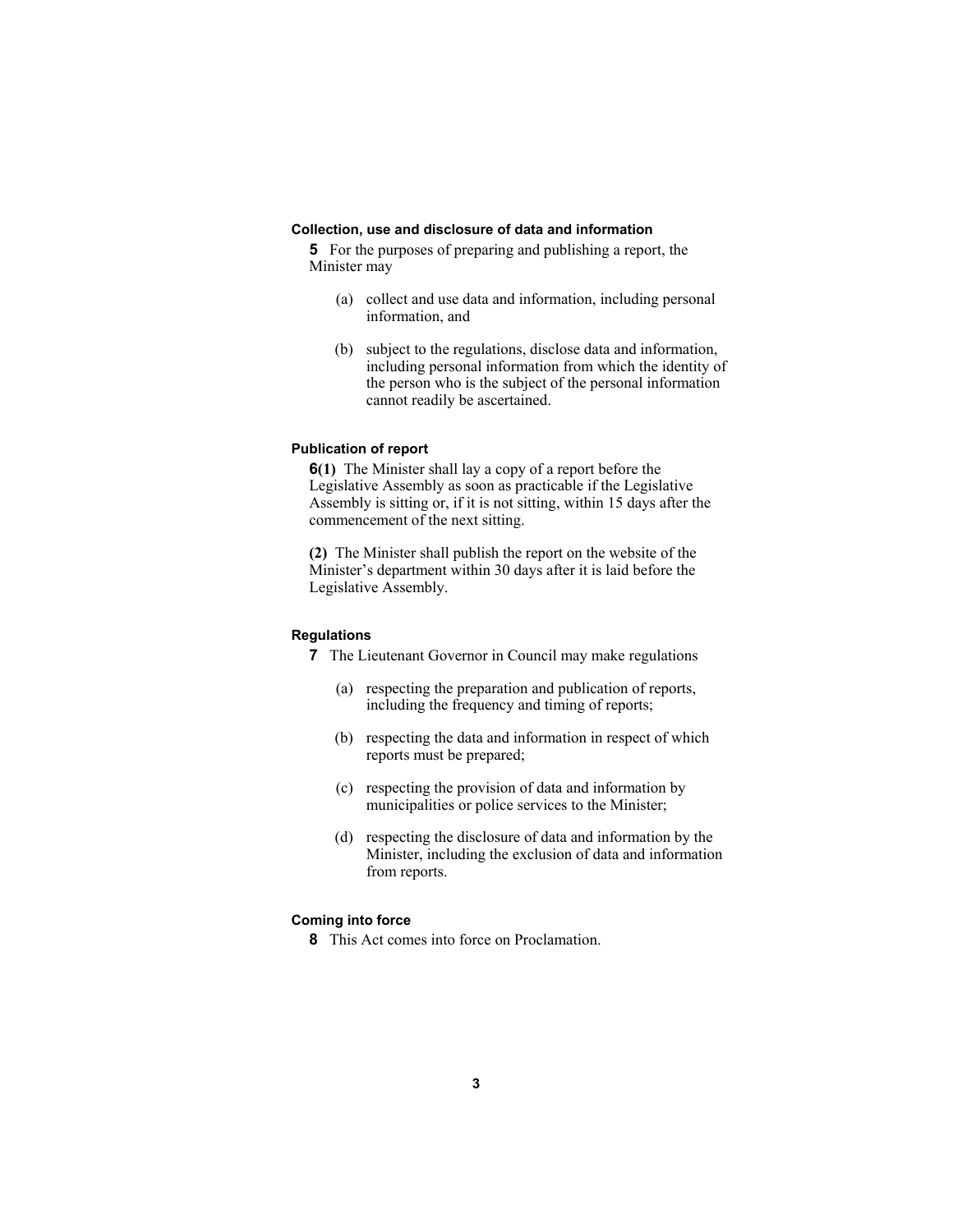**Collection, use and disclosure of data and information**

**5** For the purposes of preparing and publishing a report, the Minister may

(a) collect and use data and information, including personal information, and

(b) subject to the regulations, disclose data and information, including personal information from which the identity of the person who is the subject of the personal information cannot readily be ascertained.

**Publication of report**

**6(1)** The Minister shall lay a copy of a report before the Legislative Assembly as soon as practicable if the Legislative Assembly is sitting or, if it is not sitting, within 15 days after the commencement of the next sitting.

**(2)** The Minister shall publish the report on the website of the Minister's department within 30 days after it is laid before the Legislative Assembly.

**Regulations**

**7** The Lieutenant Governor in Council may make regulations

(a) respecting the preparation and publication of reports, including the frequency and timing of reports;

(b) respecting the data and information in respect of which reports must be prepared;

(c) respecting the provision of data and information by municipalities or police services to the Minister;

(d) respecting the disclosure of data and information by the Minister, including the exclusion of data and information from reports.

**Coming into force**

**8** This Act comes into force on Proclamation.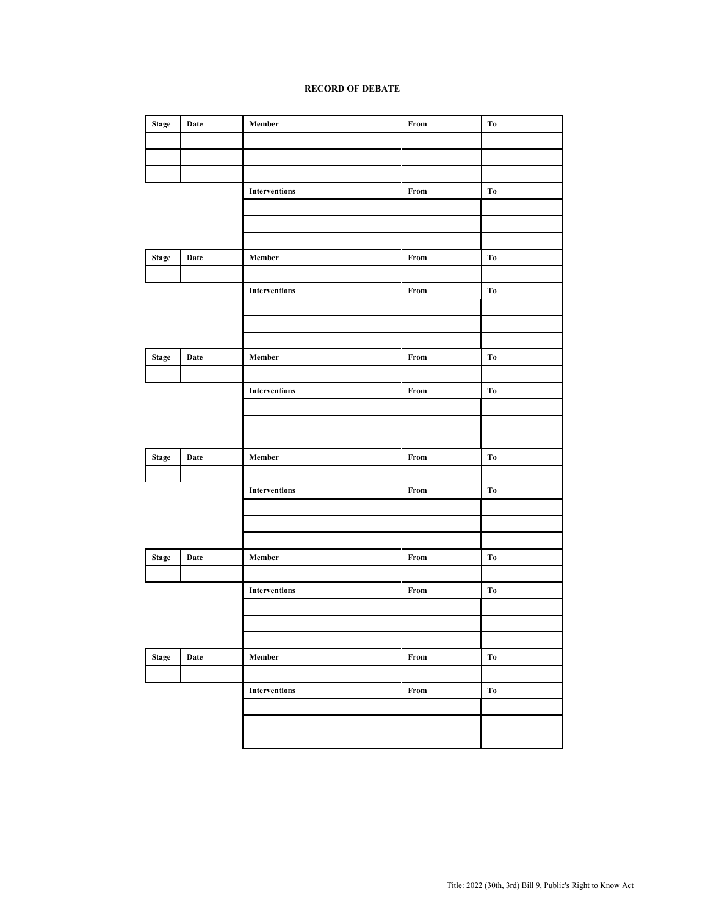**RECORD OF DEBATE**

| Stage | Date | Member | From | To |
|---|---|---|---|---|
| | | | | |
| | | | | |
| | | | | |
| | | **Interventions** | **From** | **To** |
| | | | | |
| | | | | |
| | | | | |
| **Stage** | **Date** | **Member** | **From** | **To** |
| | | | | |
| | | **Interventions** | **From** | **To** |
| | | | | |
| | | | | |
| | | | | |
| **Stage** | **Date** | **Member** | **From** | **To** |
| | | | | |
| | | **Interventions** | **From** | **To** |
| | | | | |
| | | | | |
| | | | | |
| **Stage** | **Date** | **Member** | **From** | **To** |
| | | | | |
| | | **Interventions** | **From** | **To** |
| | | | | |
| | | | | |
| | | | | |
| **Stage** | **Date** | **Member** | **From** | **To** |
| | | | | |
| | | **Interventions** | **From** | **To** |
| | | | | |
| | | | | |
| | | | | |
| **Stage** | **Date** | **Member** | **From** | **To** |
| | | | | |
| | | **Interventions** | **From** | **To** |
| | | | | |
| | | | | |
| | | | | |

Title: 2022 (30th, 3rd) Bill 9, Public's Right to Know Act